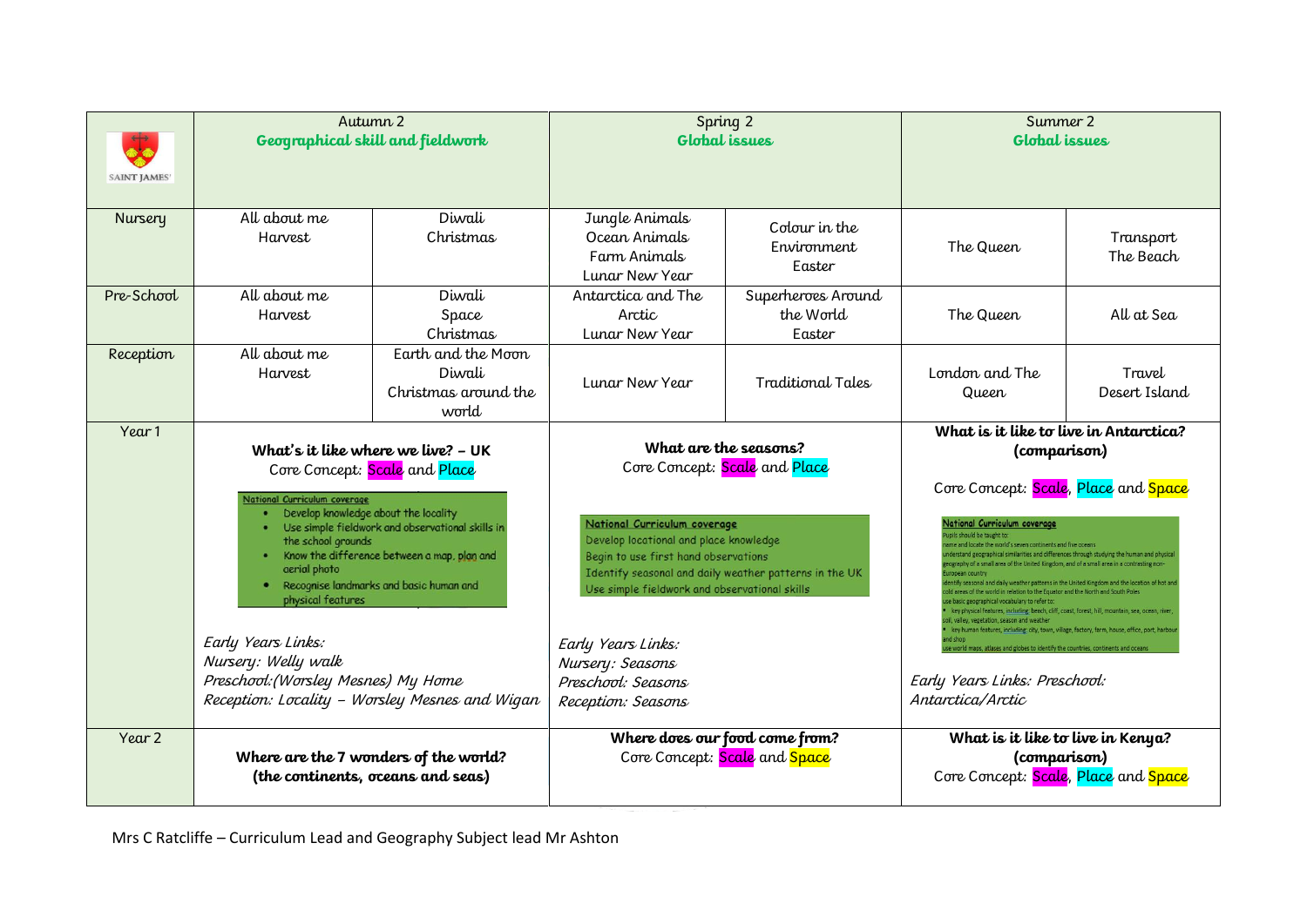| SAINT JAMES' | Autumn 2<br>**Geographical skill and fieldwork** | | Spring 2<br>**Global issues** | | Summer 2<br>**Global issues** | |
|---|---|---|---|---|---|---|
| Nursery | All about me<br>Harvest | Diwali<br>Christmas | Jungle Animals<br>Ocean Animals<br>Farm Animals<br>Lunar New Year | Colour in the Environment<br>Easter | The Queen | Transport<br>The Beach |
| Pre-School | All about me<br>Harvest | Diwali<br>Space<br>Christmas | Antarctica and The Arctic<br>Lunar New Year | Superheroes Around the World<br>Easter | The Queen | All at Sea |
| Reception | All about me<br>Harvest | Earth and the Moon<br>Diwali<br>Christmas around the world | Lunar New Year | Traditional Tales | London and The Queen | Travel<br>Desert Island |
| Year 1 | **What's it like where we live? – UK**<br>Core Concept: Scale and Place<br><br>National Curriculum coverage<br>• Develop knowledge about the locality<br>• Use simple fieldwork and observational skills in the school grounds<br>• Know the difference between a map, plan and aerial photo<br>• Recognise landmarks and basic human and physical features<br><br>*Early Years Links:*<br>*Nursery: Welly walk*<br>*Preschool:(Worsley Mesnes) My Home*<br>*Reception: Locality – Worsley Mesnes and Wigan* | | **What are the seasons?**<br>Core Concept: Scale and Place<br><br>National Curriculum coverage<br>Develop locational and place knowledge<br>Begin to use first hand observations<br>Identify seasonal and daily weather patterns in the UK<br>Use simple fieldwork and observational skills<br><br>*Early Years Links:*<br>*Nursery: Seasons*<br>*Preschool: Seasons*<br>*Reception: Seasons* | | **What is it like to live in Antarctica? (comparison)**<br>Core Concept: Scale, Place and Space<br><br>National Curriculum coverage<br>Pupils should be taught to:<br>name and locate the world's seven continents and five oceans<br>understand geographical similarities and differences through studying the human and physical geography of a small area of the United Kingdom, and of a small area in a contrasting non-European country<br>identify seasonal and daily weather patterns in the United Kingdom and the location of hot and cold areas of the world in relation to the Equator and the North and South Poles<br>use basic geographical vocabulary to refer to:<br>• key physical features, including: beach, cliff, coast, forest, hill, mountain, sea, ocean, river, soil, valley, vegetation, season and weather<br>• key human features, including: city, town, village, factory, farm, house, office, port, harbour and shop<br>use world maps, atlases and globes to identify the countries, continents and oceans<br><br>*Early Years Links: Preschool: Antarctica/Arctic* | |
| Year 2 | **Where are the 7 wonders of the world? (the continents, oceans and seas)** | | **Where does our food come from?**<br>Core Concept: Scale and Space | | **What is it like to live in Kenya? (comparison)**<br>Core Concept: Scale, Place and Space | |

Mrs C Ratcliffe – Curriculum Lead and Geography Subject lead Mr Ashton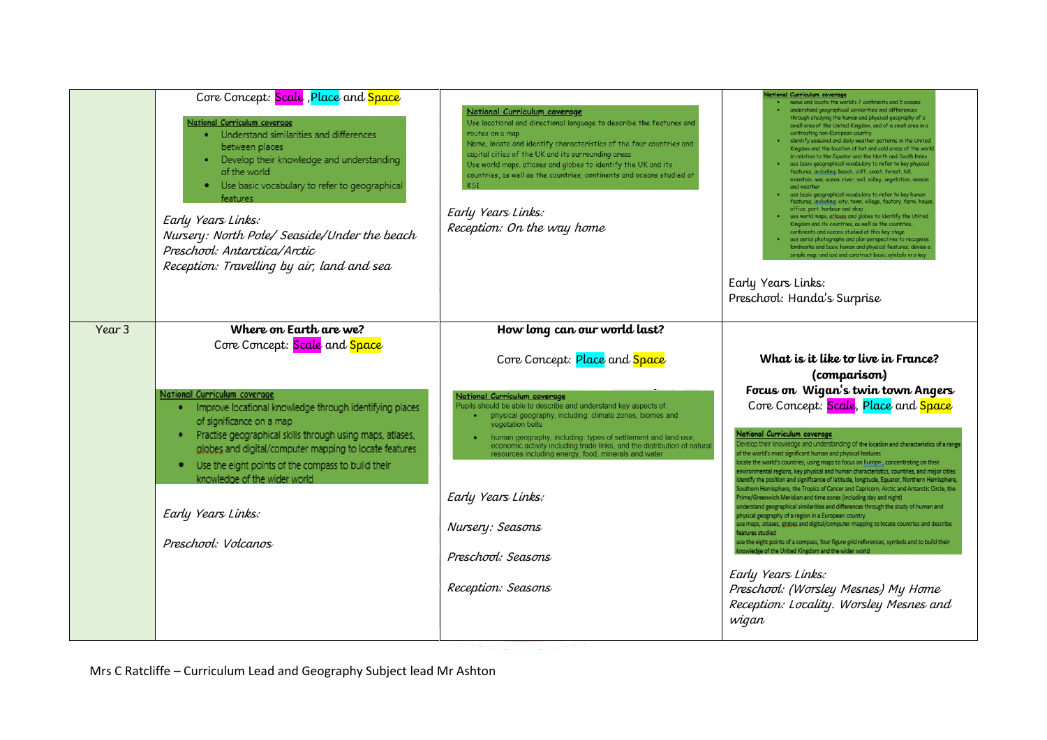| | | | |
|---|---|---|---|
| | Core Concept: Scale ,Place and Space<br><br>**National Curriculum coverage**<br>• Understand similarities and differences between places<br>• Develop their knowledge and understanding of the world<br>• Use basic vocabulary to refer to geographical features<br><br>*Early Years Links:*<br>*Nursery: North Pole/ Seaside/Under the beach*<br>*Preschool: Antarctica/Arctic*<br>*Reception: Travelling by air, land and sea* | **National Curriculum coverage**<br>Use locational and directional language to describe the features and routes on a map<br>Name, locate and identify characteristics of the four countries and capital cities of the UK and its surrounding areas<br>Use world maps, atlases and globes to identify the UK and its countries, as well as the countries, continents and oceans studied at KS1<br><br>*Early Years Links:*<br>*Reception: On the way home* | **National Curriculum coverage**<br>• name and locate the world's 7 continents and 5 oceans.<br>• understand geographical similarities and differences through studying the human and physical geography of a small area of the United Kingdom, and of a small area in a contrasting non-European country<br>• identify seasonal and daily weather patterns in the United Kingdom and the location of hot and cold areas of the world in relation to the Equator and the North and South Poles<br>• use basic geographical vocabulary to refer to key physical features, including: beach, cliff, coast, forest, hill, mountain, sea, ocean, river, soil, valley, vegetation, season and weather<br>• use basic geographical vocabulary to refer to key human features, including: city, town, village, factory, farm, house, office, port, harbour and shop<br>• use world maps, atlases and globes to identify the United Kingdom and its countries, as well as the countries, continents and oceans studied at this key stage<br>• use aerial photographs and plan perspectives to recognise landmarks and basic human and physical features; devise a simple map; and use and construct basic symbols in a key<br><br>*Early Years Links:*<br>*Preschool: Handa's Surprise* |
| Year 3 | **Where on Earth are we?**<br>Core Concept: Scale and Space<br><br>**National Curriculum coverage**<br>• Improve locational knowledge through identifying places of significance on a map<br>• Practise geographical skills through using maps, atlases, globes and digital/computer mapping to locate features<br>• Use the eight points of the compass to build their knowledge of the wider world<br><br>*Early Years Links:*<br><br>*Preschool: Volcanos* | **How long can our world last?**<br><br>Core Concept: Place and Space<br><br>**National Curriculum coverage**<br>Pupils should be able to describe and understand key aspects of:<br>• physical geography, including: climate zones, biomes and vegetation belts<br>• human geography, including: types of settlement and land use, economic activity including trade links, and the distribution of natural resources including energy, food, minerals and water<br><br>*Early Years Links:*<br><br>*Nursery: Seasons*<br><br>*Preschool: Seasons*<br><br>*Reception: Seasons* | **What is it like to live in France? (comparison)**<br>**Focus on Wigan's twin town Angers**<br>Core Concept: Scale, Place and Space<br><br>**National Curriculum coverage**<br>Develop their knowledge and understanding of the location and characteristics of a range of the world's most significant human and physical features<br>locate the world's countries, using maps to focus on Europe, concentrating on their environmental regions, key physical and human characteristics, countries, and major cities<br>identify the position and significance of latitude, longitude, Equator, Northern Hemisphere, Southern Hemisphere, the Tropics of Cancer and Capricorn, Arctic and Antarctic Circle, the Prime/Greenwich Meridian and time zones (including day and night)<br>understand geographical similarities and differences through the study of human and physical geography of a region in a European country.<br>use maps, atlases, globes and digital/computer mapping to locate countries and describe features studied<br>use the eight points of a compass, four figure grid references, symbols and key to build their knowledge of the United Kingdom and the wider world<br><br>*Early Years Links:*<br>*Preschool: (Worsley Mesnes) My Home*<br>*Reception: Locality. Worsley Mesnes and wigan* |

Mrs C Ratcliffe – Curriculum Lead and Geography Subject lead Mr Ashton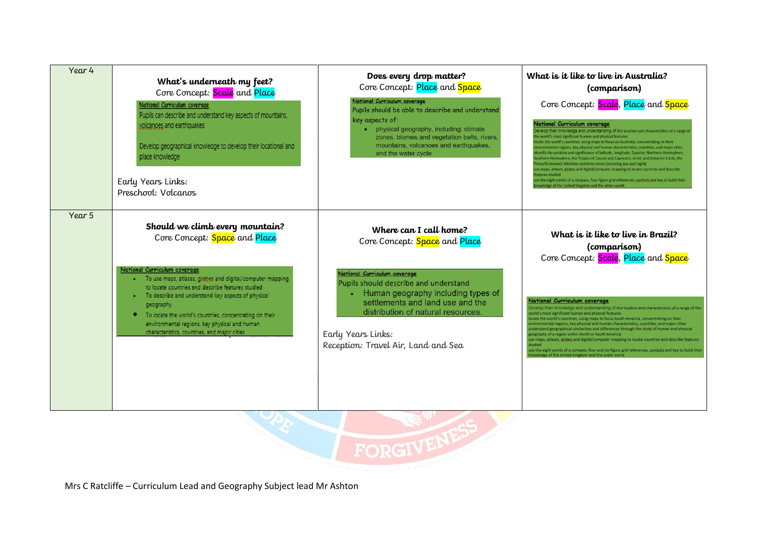| | | | |
|---|---|---|---|
| Year 4 | **What's underneath my feet?**<br>Core Concept: Scale and Place<br><br>**National Curriculum coverage**<br>Pupils can describe and understand key aspects of mountains, volcanoes and earthquakes<br><br>Develop geographical knowledge to develop their locational and place knowledge<br><br>Early Years Links:<br>Preschool: Volcanos | **Does every drop matter?**<br>Core Concept: Place and Space<br><br>**National Curriculum coverage**<br>Pupils should be able to describe and understand key aspects of:<br>• physical geography, including: climate zones, biomes and vegetation belts, rivers, mountains, volcanoes and earthquakes, and the water cycle | **What is it like to live in Australia? (comparison)**<br>Core Concept: Scale, Place and Space<br><br>**National Curriculum coverage**<br>Develop their knowledge and understanding of the location and characteristics of a range of the world's most significant human and physical features<br>locate the world's countries, using maps to focus on Australia, concentrating on their environmental regions, key physical and human characteristics, countries, and major cities<br>identify the position and significance of latitude, longitude, Equator, Northern Hemisphere, Southern Hemisphere, the Tropics of Cancer and Capricorn, Arctic and Antarctic Circle, the Prime/Greenwich Meridian and time zones (including day and night)<br>use maps, atlases, globes and digital/computer mapping to locate countries and describe features studied<br>use the eight points of a compass, four figure grid references, symbols and key to build their knowledge of the United Kingdom and the wider world |
| Year 5 | **Should we climb every mountain?**<br>Core Concept: Space and Place<br><br>**National Curriculum coverage**<br>• To use maps, atlases, globes and digital/computer mapping to locate countries and describe features studied<br>• To describe and understand key aspects of physical geography<br>• To locate the world's countries, concentrating on their environmental regions, key physical and human characteristics, countries, and major cities | **Where can I call home?**<br>Core Concept: Space and Place<br><br>**National Curriculum coverage**<br>Pupils should describe and understand<br>• Human geography including types of settlements and land use and the distribution of natural resources.<br><br>Early Years Links:<br>Reception: Travel Air, Land and Sea | **What is it like to live in Brazil? (comparison)**<br>Core Concept: Scale, Place and Space<br><br>**National Curriculum coverage**<br>Develop their knowledge and understanding of the location and characteristics of a range of the world's most significant human and physical features<br>locate the world's countries, using maps to focus South America, concentrating on their environmental regions, key physical and human characteristics, countries, and major cities<br>understand geographical similarities and differences through the study of human and physical geography of a region within North or South America<br>use maps, atlases, globes and digital/computer mapping to locate countries and describe features studied<br>use the eight points of a compass, four and six-figure grid references, symbols and key to build their knowledge of the United Kingdom and the wider world |

Mrs C Ratcliffe – Curriculum Lead and Geography Subject lead Mr Ashton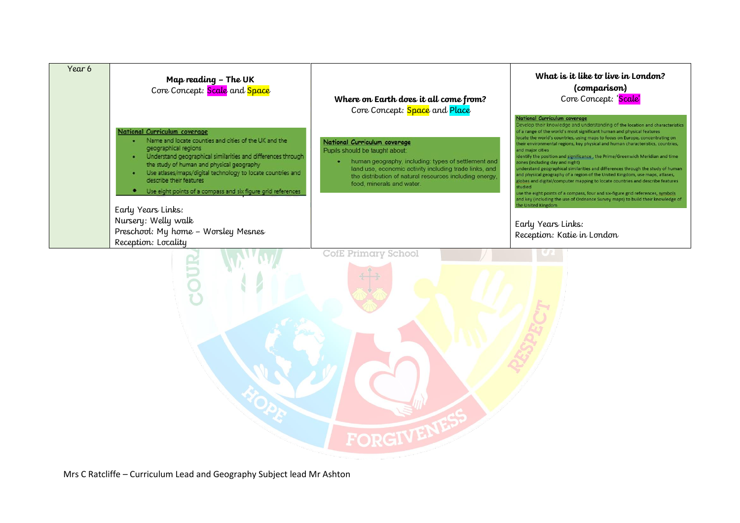| Year 6 | **Map reading – The UK**<br>Core Concept: Scale and Space<br><br>**National Curriculum coverage**<br>• Name and locate counties and cities of the UK and the geographical regions<br>• Understand geographical similarities and differences through the study of human and physical geography<br>• Use atlases/maps/digital technology to locate countries and describe their features<br>• Use eight points of a compass and six figure grid references<br><br>Early Years Links:<br>Nursery: Welly walk<br>Preschool: My home – Worsley Mesnes<br>Reception: Locality | **Where on Earth does it all come from?**<br>Core Concept: Space and Place<br><br>**National Curriculum coverage**<br>Pupils should be taught about:<br>• human geography, including: types of settlement and land use, economic activity including trade links, and the distribution of natural resources including energy, food, minerals and water. | **What is it like to live in London? (comparison)**<br>Core Concept: 'Scale<br><br>**National Curriculum coverage**<br>Develop their knowledge and understanding of the location and characteristics of a range of the world's most significant human and physical features<br>locate the world's countries, using maps to focus on Europe, concentrating on their environmental regions, key physical and human characteristics, countries, and major cities<br>identify the position and significance , the Prime/Greenwich Meridian and time zones (including day and night)<br>understand geographical similarities and differences through the study of human and physical geography of a region of the United Kingdom, use maps, atlases, globes and digital/computer mapping to locate countries and describe features studied<br>use the eight points of a compass, four and six-figure grid references, symbols and key (including the use of Ordnance Survey maps) to build their knowledge of the United Kingdom<br><br>Early Years Links:<br>Reception: Katie in London |
|---|---|---|---|

Mrs C Ratcliffe – Curriculum Lead and Geography Subject lead Mr Ashton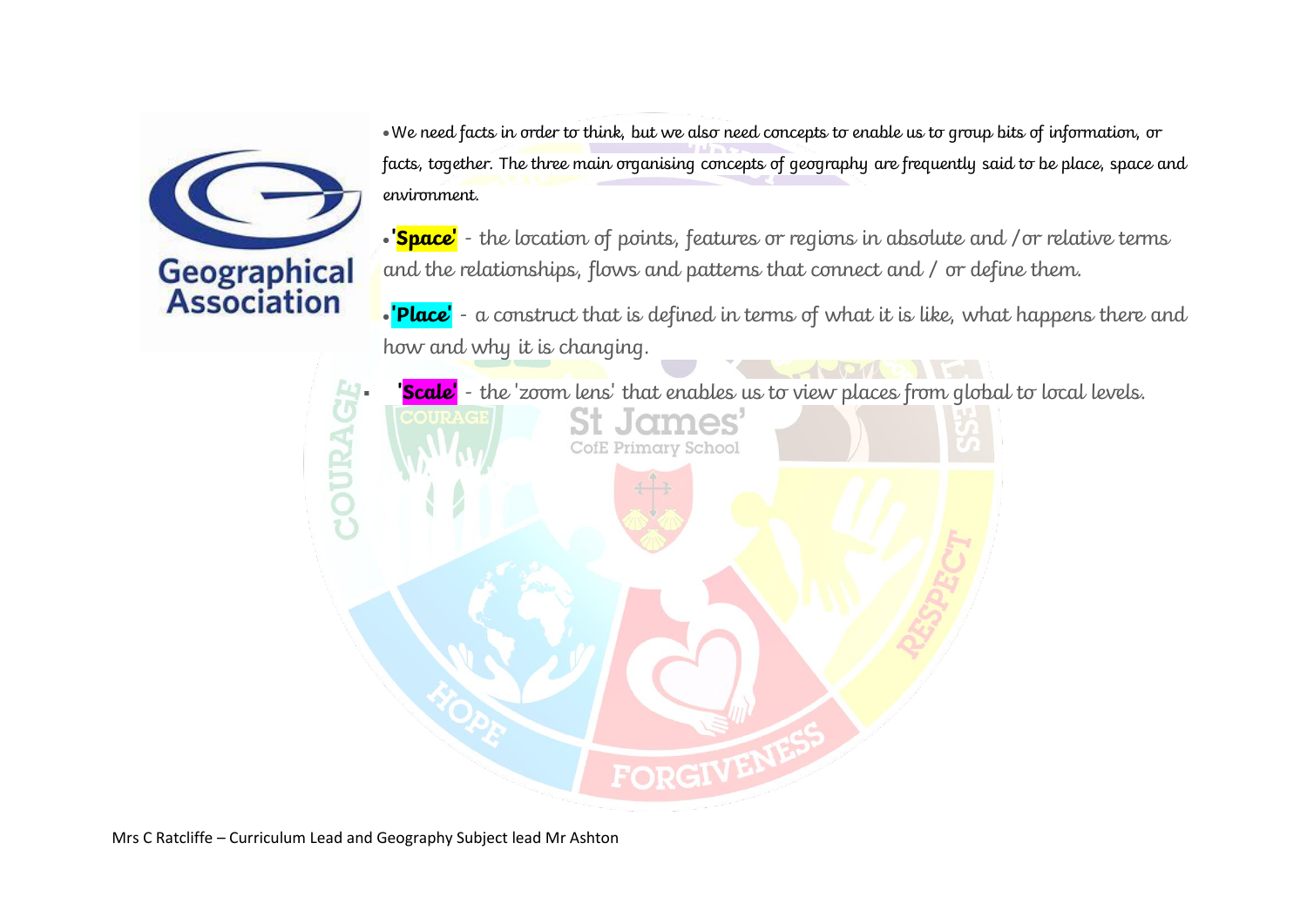Geographical Association

- We need facts in order to think, but we also need concepts to enable us to group bits of information, or facts, together. The three main organising concepts of geography are frequently said to be place, space and environment.

- **'Space'** - the location of points, features or regions in absolute and /or relative terms and the relationships, flows and patterns that connect and / or define them.

- **'Place'** - a construct that is defined in terms of what it is like, what happens there and how and why it is changing.

- **'Scale'** - the 'zoom lens' that enables us to view places from global to local levels.

Mrs C Ratcliffe – Curriculum Lead and Geography Subject lead Mr Ashton